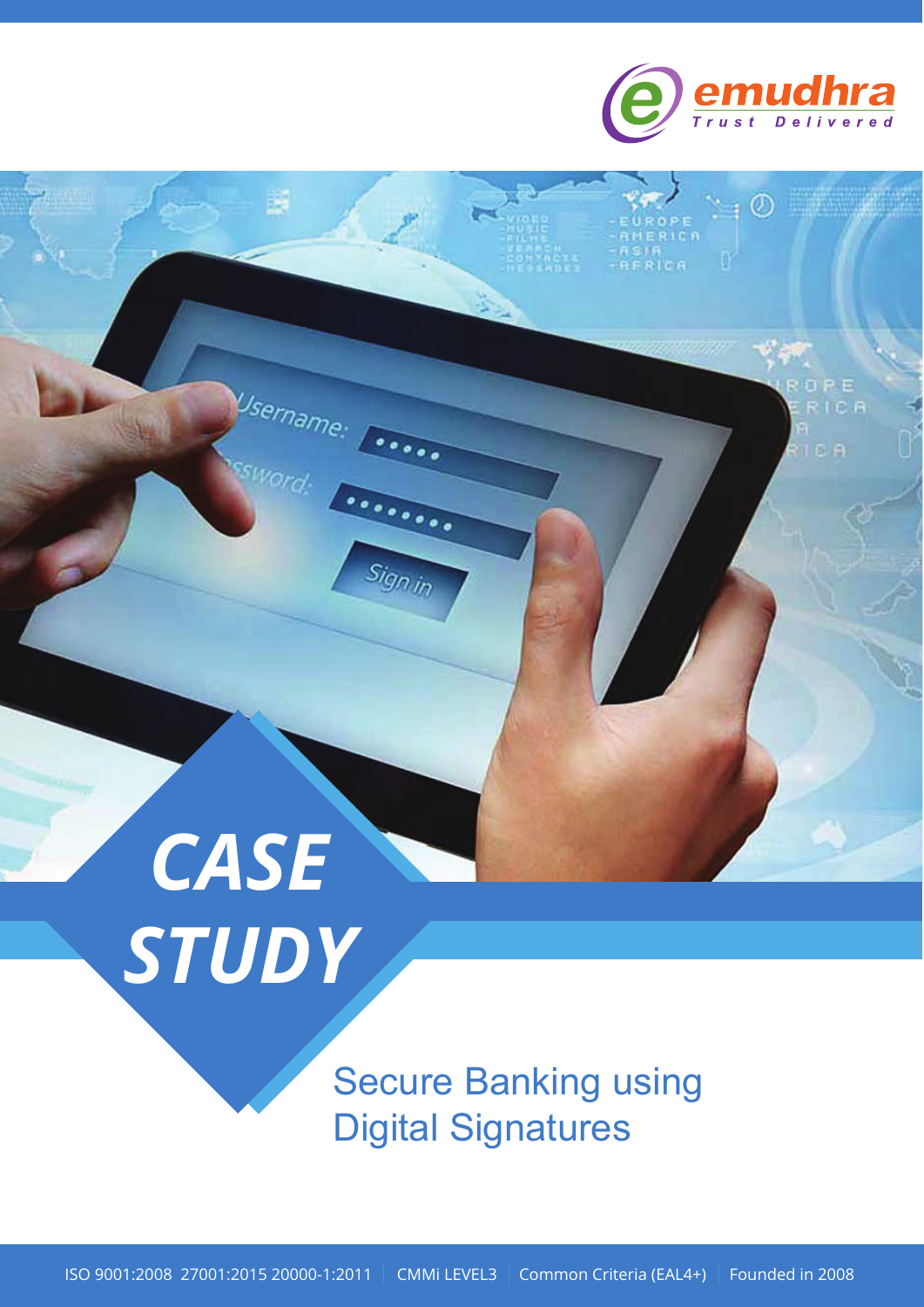emudhra

Trust Delivered

# CASE STUDY

## Secure Banking using Digital Signatures

ISO 9001:2008 27001:2015 20000-1:2011 | CMMi LEVEL3 | Common Criteria (EAL4+) | Founded in 2008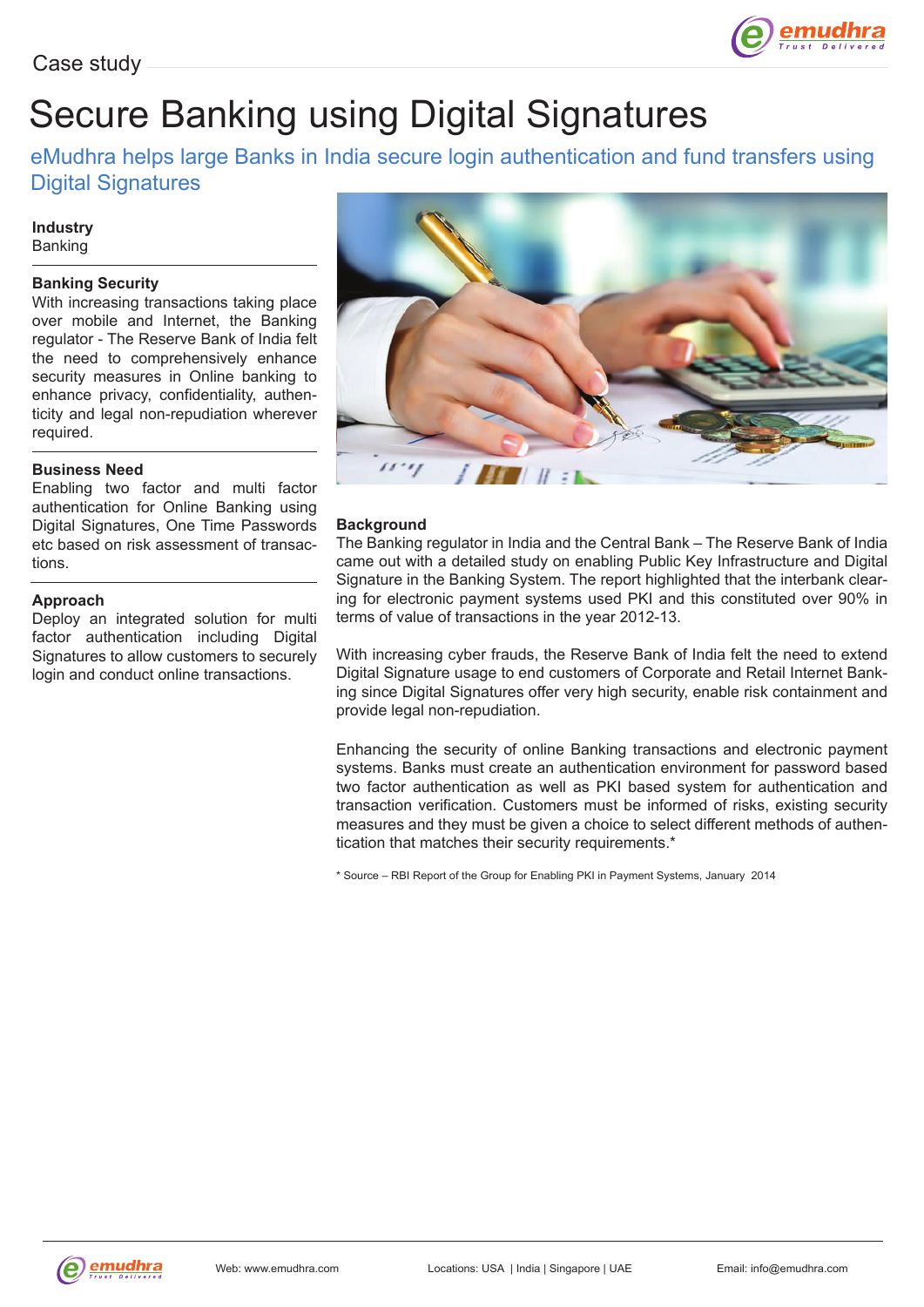Case study

# Secure Banking using Digital Signatures

## eMudhra helps large Banks in India secure login authentication and fund transfers using Digital Signatures

**Industry**
Banking

**Banking Security**
With increasing transactions taking place over mobile and Internet, the Banking regulator - The Reserve Bank of India felt the need to comprehensively enhance security measures in Online banking to enhance privacy, confidentiality, authenticity and legal non-repudiation wherever required.

**Business Need**
Enabling two factor and multi factor authentication for Online Banking using Digital Signatures, One Time Passwords etc based on risk assessment of transactions.

**Approach**
Deploy an integrated solution for multi factor authentication including Digital Signatures to allow customers to securely login and conduct online transactions.

**Background**
The Banking regulator in India and the Central Bank – The Reserve Bank of India came out with a detailed study on enabling Public Key Infrastructure and Digital Signature in the Banking System. The report highlighted that the interbank clearing for electronic payment systems used PKI and this constituted over 90% in terms of value of transactions in the year 2012-13.

With increasing cyber frauds, the Reserve Bank of India felt the need to extend Digital Signature usage to end customers of Corporate and Retail Internet Banking since Digital Signatures offer very high security, enable risk containment and provide legal non-repudiation.

Enhancing the security of online Banking transactions and electronic payment systems. Banks must create an authentication environment for password based two factor authentication as well as PKI based system for authentication and transaction verification. Customers must be informed of risks, existing security measures and they must be given a choice to select different methods of authentication that matches their security requirements.*

\* Source – RBI Report of the Group for Enabling PKI in Payment Systems, January 2014

Web: www.emudhra.com | Locations: USA | India | Singapore | UAE | Email: info@emudhra.com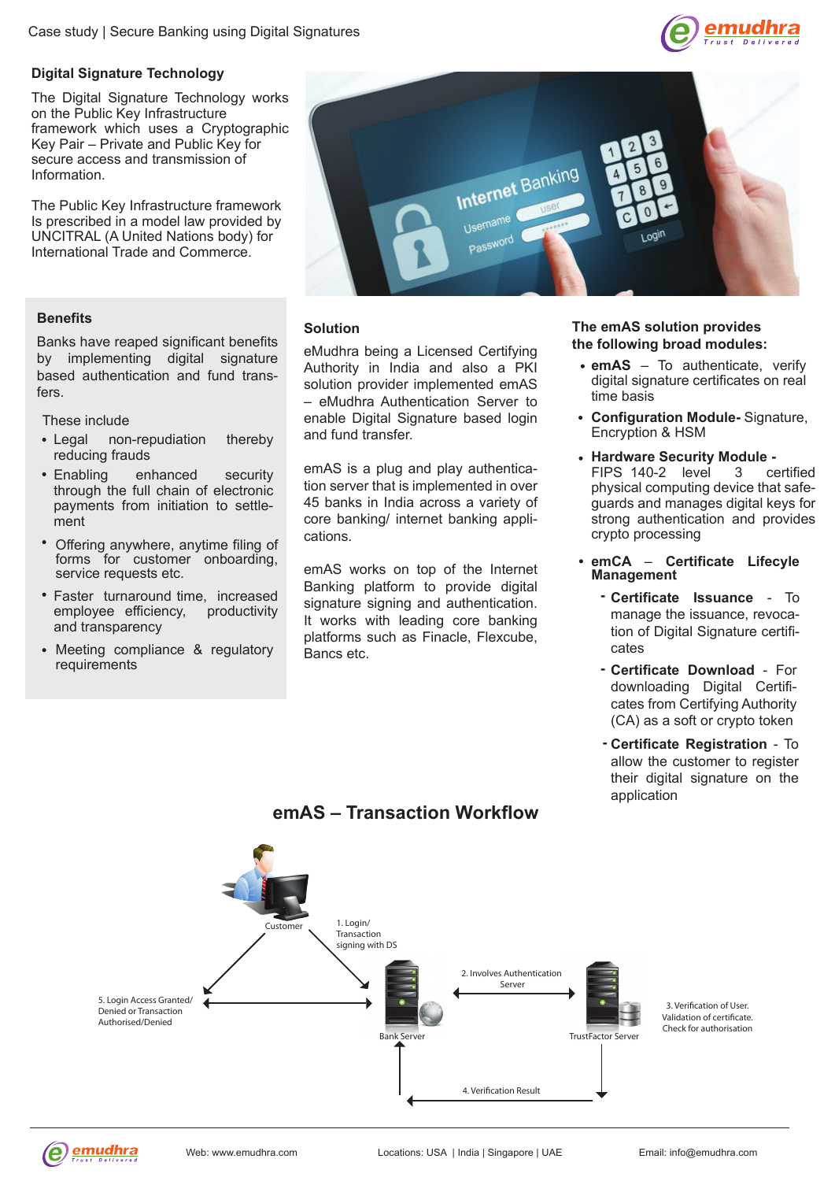## Digital Signature Technology

The Digital Signature Technology works on the Public Key Infrastructure framework which uses a Cryptographic Key Pair – Private and Public Key for secure access and transmission of Information.

The Public Key Infrastructure framework Is prescribed in a model law provided by UNCITRAL (A United Nations body) for International Trade and Commerce.

## Benefits

Banks have reaped significant benefits by implementing digital signature based authentication and fund transfers.

These include

- Legal non-repudiation thereby reducing frauds
- Enabling enhanced security through the full chain of electronic payments from initiation to settlement
- Offering anywhere, anytime filing of forms for customer onboarding, service requests etc.
- Faster turnaround time, increased employee efficiency, productivity and transparency
- Meeting compliance & regulatory requirements

## Solution

eMudhra being a Licensed Certifying Authority in India and also a PKI solution provider implemented emAS – eMudhra Authentication Server to enable Digital Signature based login and fund transfer.

emAS is a plug and play authentication server that is implemented in over 45 banks in India across a variety of core banking/ internet banking applications.

emAS works on top of the Internet Banking platform to provide digital signature signing and authentication. It works with leading core banking platforms such as Finacle, Flexcube, Bancs etc.

## The emAS solution provides the following broad modules:

- **emAS** – To authenticate, verify digital signature certificates on real time basis
- **Configuration Module-** Signature, Encryption & HSM
- **Hardware Security Module -** FIPS 140-2 level 3 certified physical computing device that safeguards and manages digital keys for strong authentication and provides crypto processing
- **emCA – Certificate Lifecyle Management**
  - **Certificate Issuance** - To manage the issuance, revocation of Digital Signature certificates
  - **Certificate Download** - For downloading Digital Certificates from Certifying Authority (CA) as a soft or crypto token
  - **Certificate Registration** - To allow the customer to register their digital signature on the application

## emAS – Transaction Workflow

- Customer → Bank Server: 1. Login/ Transaction signing with DS
- Bank Server ↔ TrustFactor Server: 2. Involves Authentication Server
- TrustFactor Server: 3. Verification of User. Validation of certificate. Check for authorisation
- TrustFactor Server → Bank Server: 4. Verification Result
- Bank Server → Customer: 5. Login Access Granted/ Denied or Transaction Authorised/Denied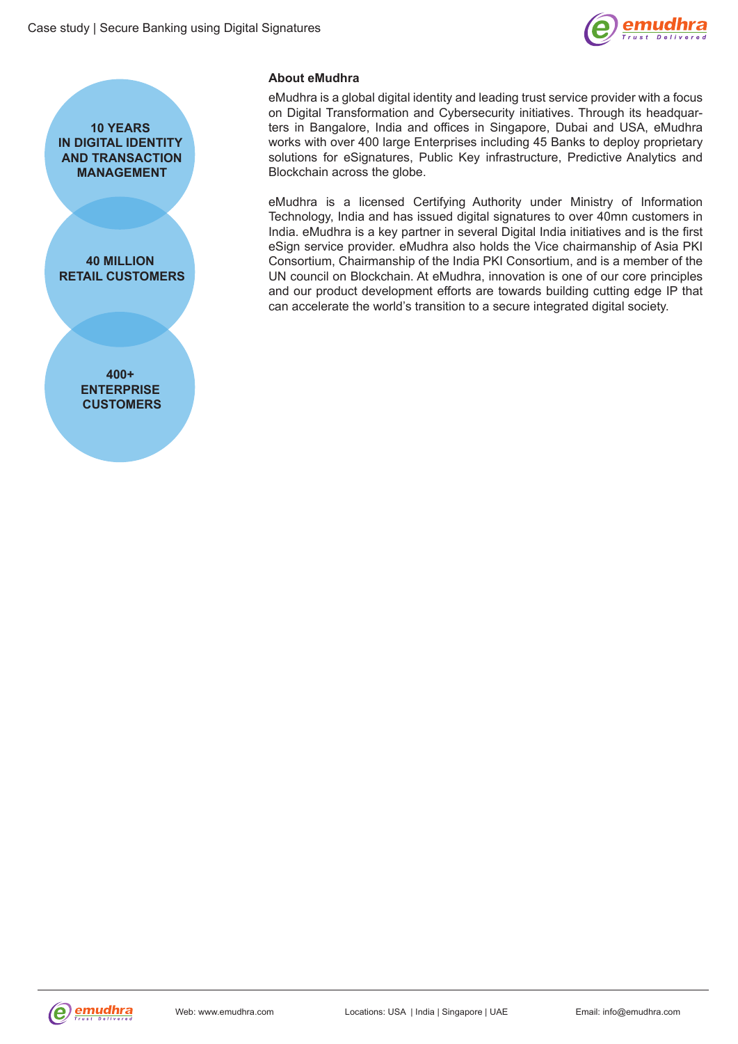10 YEARS IN DIGITAL IDENTITY AND TRANSACTION MANAGEMENT

40 MILLION RETAIL CUSTOMERS

400+ ENTERPRISE CUSTOMERS

**About eMudhra**

eMudhra is a global digital identity and leading trust service provider with a focus on Digital Transformation and Cybersecurity initiatives. Through its headquarters in Bangalore, India and offices in Singapore, Dubai and USA, eMudhra works with over 400 large Enterprises including 45 Banks to deploy proprietary solutions for eSignatures, Public Key infrastructure, Predictive Analytics and Blockchain across the globe.

eMudhra is a licensed Certifying Authority under Ministry of Information Technology, India and has issued digital signatures to over 40mn customers in India. eMudhra is a key partner in several Digital India initiatives and is the first eSign service provider. eMudhra also holds the Vice chairmanship of Asia PKI Consortium, Chairmanship of the India PKI Consortium, and is a member of the UN council on Blockchain. At eMudhra, innovation is one of our core principles and our product development efforts are towards building cutting edge IP that can accelerate the world's transition to a secure integrated digital society.

Web: www.emudhra.com | Locations: USA | India | Singapore | UAE | Email: info@emudhra.com